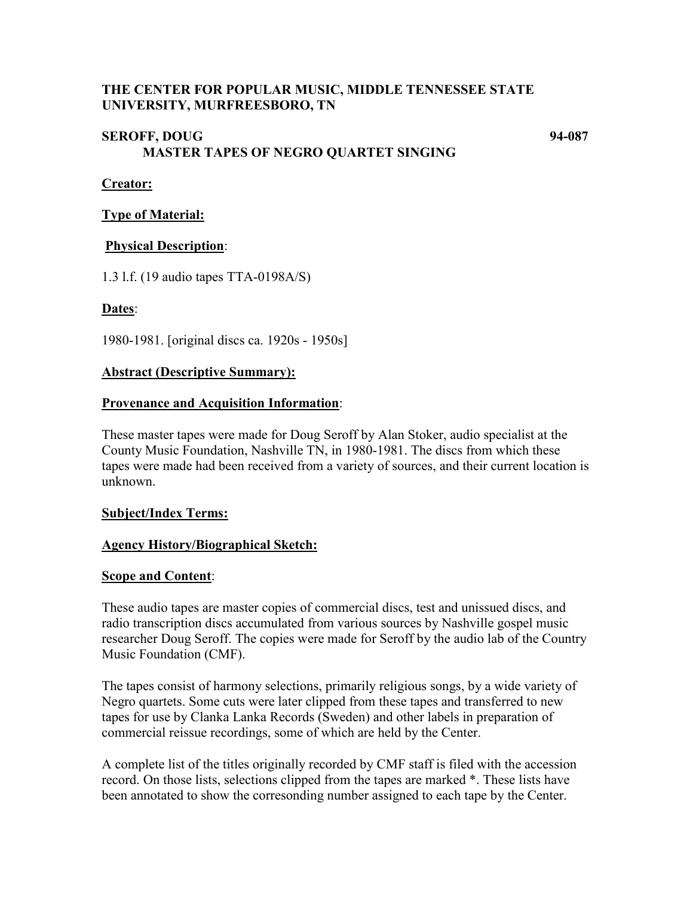**THE CENTER FOR POPULAR MUSIC, MIDDLE TENNESSEE STATE UNIVERSITY, MURFREESBORO, TN**

**SEROFF, DOUG** **94-087**
**MASTER TAPES OF NEGRO QUARTET SINGING**

**Creator:**

**Type of Material:**

**Physical Description**:

1.3 l.f. (19 audio tapes TTA-0198A/S)

**Dates**:

1980-1981. [original discs ca. 1920s - 1950s]

**Abstract (Descriptive Summary):**

**Provenance and Acquisition Information**:

These master tapes were made for Doug Seroff by Alan Stoker, audio specialist at the County Music Foundation, Nashville TN, in 1980-1981. The discs from which these tapes were made had been received from a variety of sources, and their current location is unknown.

**Subject/Index Terms:**

**Agency History/Biographical Sketch:**

**Scope and Content**:

These audio tapes are master copies of commercial discs, test and unissued discs, and radio transcription discs accumulated from various sources by Nashville gospel music researcher Doug Seroff. The copies were made for Seroff by the audio lab of the Country Music Foundation (CMF).

The tapes consist of harmony selections, primarily religious songs, by a wide variety of Negro quartets. Some cuts were later clipped from these tapes and transferred to new tapes for use by Clanka Lanka Records (Sweden) and other labels in preparation of commercial reissue recordings, some of which are held by the Center.

A complete list of the titles originally recorded by CMF staff is filed with the accession record. On those lists, selections clipped from the tapes are marked *. These lists have been annotated to show the corresonding number assigned to each tape by the Center.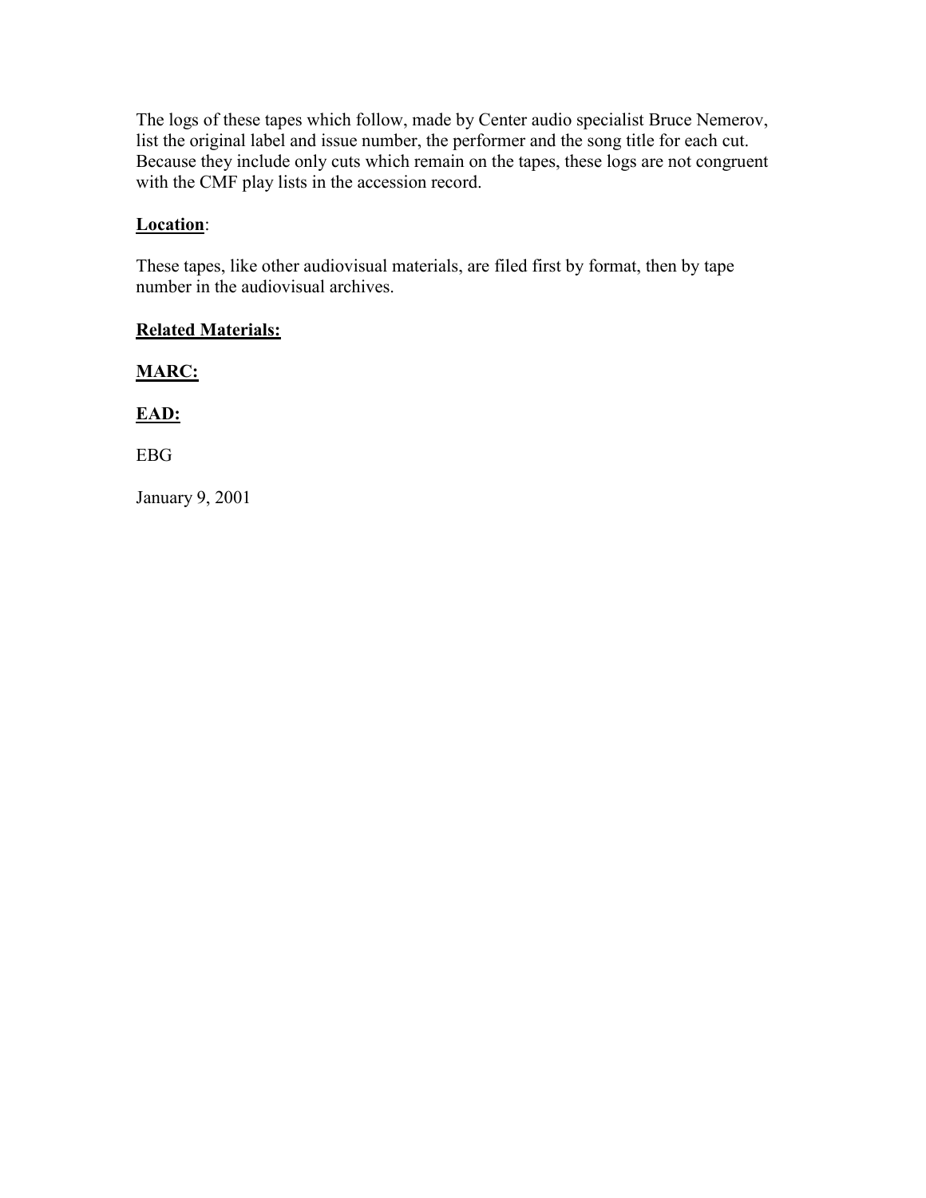The logs of these tapes which follow, made by Center audio specialist Bruce Nemerov, list the original label and issue number, the performer and the song title for each cut. Because they include only cuts which remain on the tapes, these logs are not congruent with the CMF play lists in the accession record.

**Location**:

These tapes, like other audiovisual materials, are filed first by format, then by tape number in the audiovisual archives.

**Related Materials:**

**MARC:**

**EAD:**

EBG

January 9, 2001